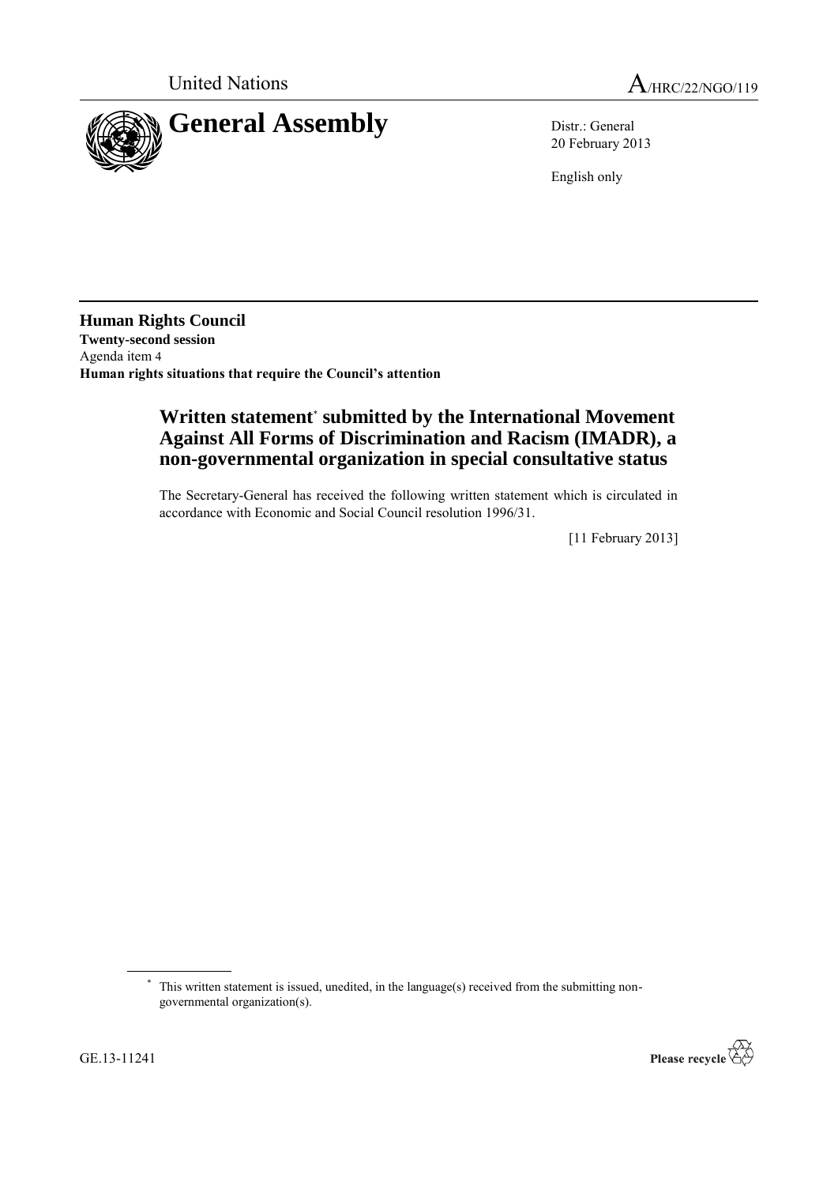United Nations

A/HRC/22/NGO/119

# General Assembly

Distr.: General
20 February 2013

English only

**Human Rights Council**
**Twenty-second session**
Agenda item 4
**Human rights situations that require the Council's attention**

## Written statement* submitted by the International Movement Against All Forms of Discrimination and Racism (IMADR), a non-governmental organization in special consultative status

The Secretary-General has received the following written statement which is circulated in accordance with Economic and Social Council resolution 1996/31.

[11 February 2013]

* This written statement is issued, unedited, in the language(s) received from the submitting non-governmental organization(s).

GE.13-11241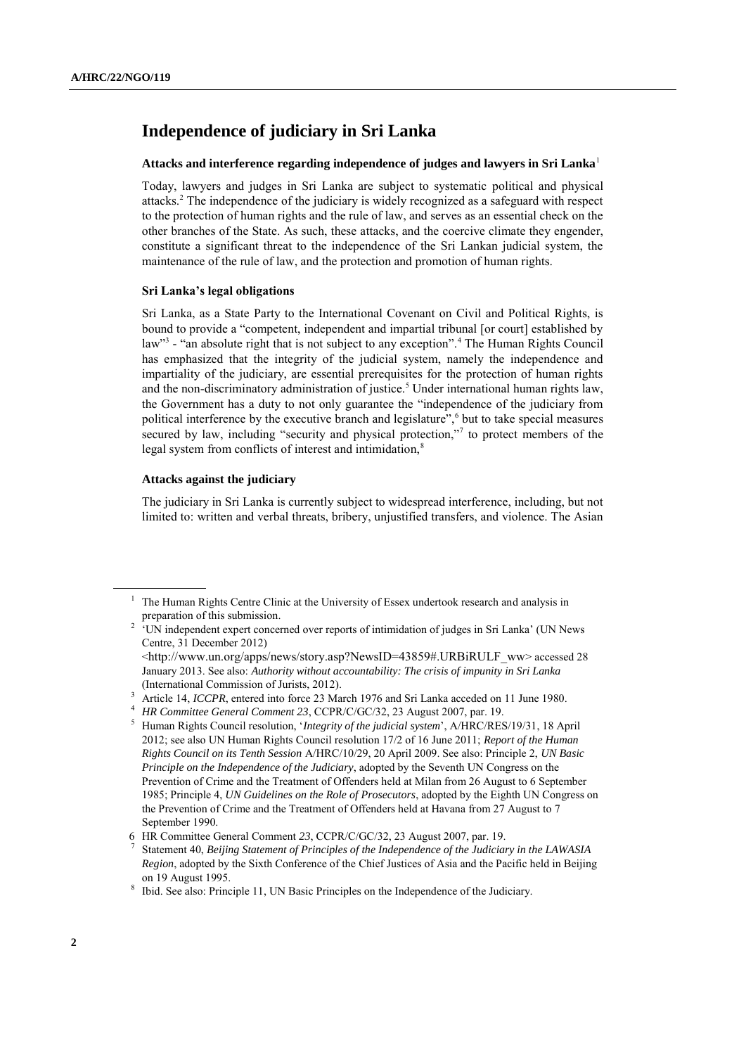# Independence of judiciary in Sri Lanka

### Attacks and interference regarding independence of judges and lawyers in Sri Lanka[1]

Today, lawyers and judges in Sri Lanka are subject to systematic political and physical attacks.[2] The independence of the judiciary is widely recognized as a safeguard with respect to the protection of human rights and the rule of law, and serves as an essential check on the other branches of the State. As such, these attacks, and the coercive climate they engender, constitute a significant threat to the independence of the Sri Lankan judicial system, the maintenance of the rule of law, and the protection and promotion of human rights.

#### Sri Lanka's legal obligations

Sri Lanka, as a State Party to the International Covenant on Civil and Political Rights, is bound to provide a "competent, independent and impartial tribunal [or court] established by law"[3] - "an absolute right that is not subject to any exception".[4] The Human Rights Council has emphasized that the integrity of the judicial system, namely the independence and impartiality of the judiciary, are essential prerequisites for the protection of human rights and the non-discriminatory administration of justice.[5] Under international human rights law, the Government has a duty to not only guarantee the "independence of the judiciary from political interference by the executive branch and legislature",[6] but to take special measures secured by law, including "security and physical protection,"[7] to protect members of the legal system from conflicts of interest and intimidation,[8]

#### Attacks against the judiciary

The judiciary in Sri Lanka is currently subject to widespread interference, including, but not limited to: written and verbal threats, bribery, unjustified transfers, and violence. The Asian

---

[1] The Human Rights Centre Clinic at the University of Essex undertook research and analysis in preparation of this submission.

[2] 'UN independent expert concerned over reports of intimidation of judges in Sri Lanka' (UN News Centre, 31 December 2012) <http://www.un.org/apps/news/story.asp?NewsID=43859#.URBiRULF_ww> accessed 28 January 2013. See also: *Authority without accountability: The crisis of impunity in Sri Lanka* (International Commission of Jurists, 2012).

[3] Article 14, *ICCPR*, entered into force 23 March 1976 and Sri Lanka acceded on 11 June 1980.

[4] *HR Committee General Comment 23*, CCPR/C/GC/32, 23 August 2007, par. 19.

[5] Human Rights Council resolution, '*Integrity of the judicial system*', A/HRC/RES/19/31, 18 April 2012; see also UN Human Rights Council resolution 17/2 of 16 June 2011; *Report of the Human Rights Council on its Tenth Session* A/HRC/10/29, 20 April 2009. See also: Principle 2, *UN Basic Principle on the Independence of the Judiciary*, adopted by the Seventh UN Congress on the Prevention of Crime and the Treatment of Offenders held at Milan from 26 August to 6 September 1985; Principle 4, *UN Guidelines on the Role of Prosecutors*, adopted by the Eighth UN Congress on the Prevention of Crime and the Treatment of Offenders held at Havana from 27 August to 7 September 1990.

[6] HR Committee General Comment *23*, CCPR/C/GC/32, 23 August 2007, par. 19.

[7] Statement 40, *Beijing Statement of Principles of the Independence of the Judiciary in the LAWASIA Region*, adopted by the Sixth Conference of the Chief Justices of Asia and the Pacific held in Beijing on 19 August 1995.

[8] Ibid. See also: Principle 11, UN Basic Principles on the Independence of the Judiciary.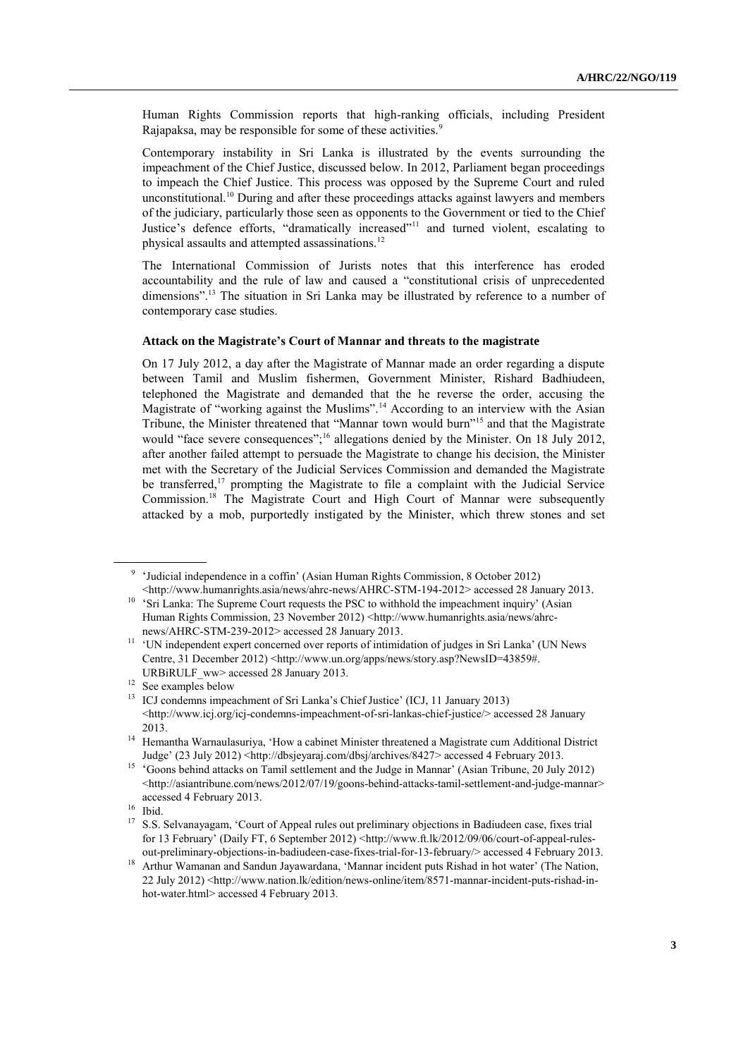Human Rights Commission reports that high-ranking officials, including President Rajapaksa, may be responsible for some of these activities.[9]

Contemporary instability in Sri Lanka is illustrated by the events surrounding the impeachment of the Chief Justice, discussed below. In 2012, Parliament began proceedings to impeach the Chief Justice. This process was opposed by the Supreme Court and ruled unconstitutional.[10] During and after these proceedings attacks against lawyers and members of the judiciary, particularly those seen as opponents to the Government or tied to the Chief Justice's defence efforts, "dramatically increased"[11] and turned violent, escalating to physical assaults and attempted assassinations.[12]

The International Commission of Jurists notes that this interference has eroded accountability and the rule of law and caused a "constitutional crisis of unprecedented dimensions".[13] The situation in Sri Lanka may be illustrated by reference to a number of contemporary case studies.

**Attack on the Magistrate's Court of Mannar and threats to the magistrate**

On 17 July 2012, a day after the Magistrate of Mannar made an order regarding a dispute between Tamil and Muslim fishermen, Government Minister, Rishard Badhiudeen, telephoned the Magistrate and demanded that the he reverse the order, accusing the Magistrate of "working against the Muslims".[14] According to an interview with the Asian Tribune, the Minister threatened that "Mannar town would burn"[15] and that the Magistrate would "face severe consequences";[16] allegations denied by the Minister. On 18 July 2012, after another failed attempt to persuade the Magistrate to change his decision, the Minister met with the Secretary of the Judicial Services Commission and demanded the Magistrate be transferred,[17] prompting the Magistrate to file a complaint with the Judicial Service Commission.[18] The Magistrate Court and High Court of Mannar were subsequently attacked by a mob, purportedly instigated by the Minister, which threw stones and set

---

[9] 'Judicial independence in a coffin' (Asian Human Rights Commission, 8 October 2012) <http://www.humanrights.asia/news/ahrc-news/AHRC-STM-194-2012> accessed 28 January 2013.

[10] 'Sri Lanka: The Supreme Court requests the PSC to withhold the impeachment inquiry' (Asian Human Rights Commission, 23 November 2012) <http://www.humanrights.asia/news/ahrc-news/AHRC-STM-239-2012> accessed 28 January 2013.

[11] 'UN independent expert concerned over reports of intimidation of judges in Sri Lanka' (UN News Centre, 31 December 2012) <http://www.un.org/apps/news/story.asp?NewsID=43859#.URBiRULF_ww> accessed 28 January 2013.

[12] See examples below

[13] ICJ condemns impeachment of Sri Lanka's Chief Justice' (ICJ, 11 January 2013) <http://www.icj.org/icj-condemns-impeachment-of-sri-lankas-chief-justice/> accessed 28 January 2013.

[14] Hemantha Warnaulasuriya, 'How a cabinet Minister threatened a Magistrate cum Additional District Judge' (23 July 2012) <http://dbsjeyaraj.com/dbsj/archives/8427> accessed 4 February 2013.

[15] 'Goons behind attacks on Tamil settlement and the Judge in Mannar' (Asian Tribune, 20 July 2012) <http://asiantribune.com/news/2012/07/19/goons-behind-attacks-tamil-settlement-and-judge-mannar> accessed 4 February 2013.

[16] Ibid.

[17] S.S. Selvanayagam, 'Court of Appeal rules out preliminary objections in Badiudeen case, fixes trial for 13 February' (Daily FT, 6 September 2012) <http://www.ft.lk/2012/09/06/court-of-appeal-rules-out-preliminary-objections-in-badiudeen-case-fixes-trial-for-13-february/> accessed 4 February 2013.

[18] Arthur Wamanan and Sandun Jayawardana, 'Mannar incident puts Rishad in hot water' (The Nation, 22 July 2012) <http://www.nation.lk/edition/news-online/item/8571-mannar-incident-puts-rishad-in-hot-water.html> accessed 4 February 2013.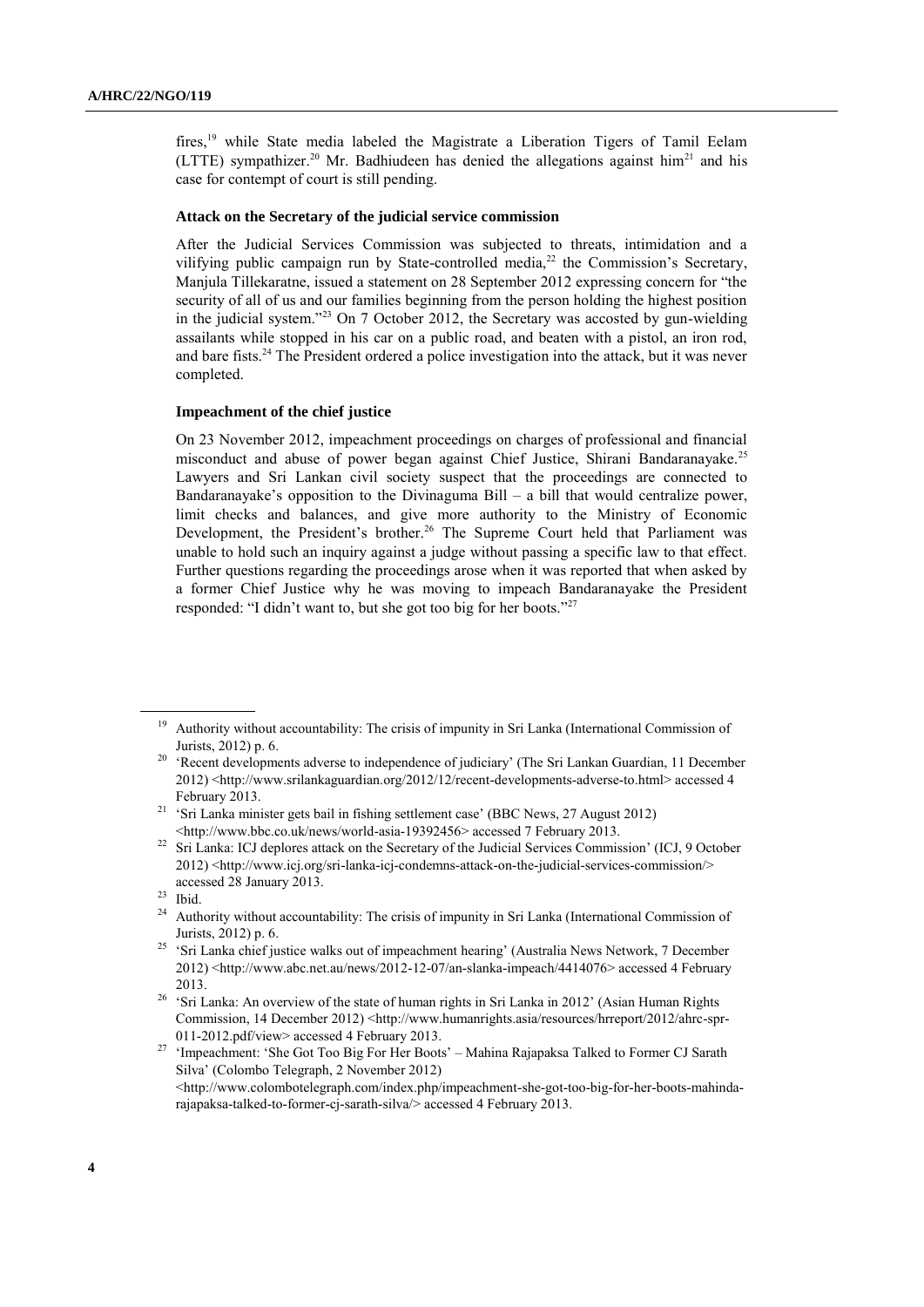fires,[19] while State media labeled the Magistrate a Liberation Tigers of Tamil Eelam (LTTE) sympathizer.[20] Mr. Badhiudeen has denied the allegations against him[21] and his case for contempt of court is still pending.

#### Attack on the Secretary of the judicial service commission

After the Judicial Services Commission was subjected to threats, intimidation and a vilifying public campaign run by State-controlled media,[22] the Commission's Secretary, Manjula Tillekaratne, issued a statement on 28 September 2012 expressing concern for "the security of all of us and our families beginning from the person holding the highest position in the judicial system."[23] On 7 October 2012, the Secretary was accosted by gun-wielding assailants while stopped in his car on a public road, and beaten with a pistol, an iron rod, and bare fists.[24] The President ordered a police investigation into the attack, but it was never completed.

#### Impeachment of the chief justice

On 23 November 2012, impeachment proceedings on charges of professional and financial misconduct and abuse of power began against Chief Justice, Shirani Bandaranayake.[25] Lawyers and Sri Lankan civil society suspect that the proceedings are connected to Bandaranayake's opposition to the Divinaguma Bill – a bill that would centralize power, limit checks and balances, and give more authority to the Ministry of Economic Development, the President's brother.[26] The Supreme Court held that Parliament was unable to hold such an inquiry against a judge without passing a specific law to that effect. Further questions regarding the proceedings arose when it was reported that when asked by a former Chief Justice why he was moving to impeach Bandaranayake the President responded: "I didn't want to, but she got too big for her boots."[27]

---

[19] Authority without accountability: The crisis of impunity in Sri Lanka (International Commission of Jurists, 2012) p. 6.

[20] 'Recent developments adverse to independence of judiciary' (The Sri Lankan Guardian, 11 December 2012) <http://www.srilankaguardian.org/2012/12/recent-developments-adverse-to.html> accessed 4 February 2013.

[21] 'Sri Lanka minister gets bail in fishing settlement case' (BBC News, 27 August 2012) <http://www.bbc.co.uk/news/world-asia-19392456> accessed 7 February 2013.

[22] Sri Lanka: ICJ deplores attack on the Secretary of the Judicial Services Commission' (ICJ, 9 October 2012) <http://www.icj.org/sri-lanka-icj-condemns-attack-on-the-judicial-services-commission/> accessed 28 January 2013.

[23] Ibid.

[24] Authority without accountability: The crisis of impunity in Sri Lanka (International Commission of Jurists, 2012) p. 6.

[25] 'Sri Lanka chief justice walks out of impeachment hearing' (Australia News Network, 7 December 2012) <http://www.abc.net.au/news/2012-12-07/an-slanka-impeach/4414076> accessed 4 February 2013.

[26] 'Sri Lanka: An overview of the state of human rights in Sri Lanka in 2012' (Asian Human Rights Commission, 14 December 2012) <http://www.humanrights.asia/resources/hrreport/2012/ahrc-spr-011-2012.pdf/view> accessed 4 February 2013.

[27] 'Impeachment: 'She Got Too Big For Her Boots' – Mahina Rajapaksa Talked to Former CJ Sarath Silva' (Colombo Telegraph, 2 November 2012) <http://www.colombotelegraph.com/index.php/impeachment-she-got-too-big-for-her-boots-mahinda-rajapaksa-talked-to-former-cj-sarath-silva/> accessed 4 February 2013.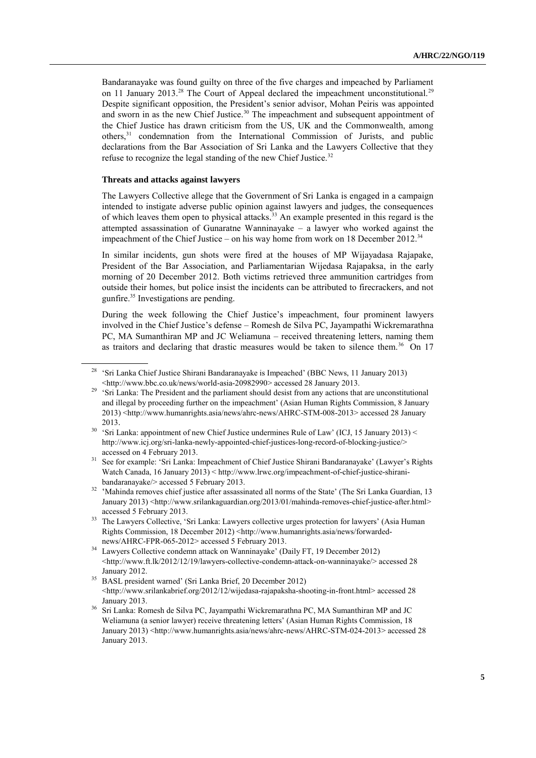Bandaranayake was found guilty on three of the five charges and impeached by Parliament on 11 January 2013.[28] The Court of Appeal declared the impeachment unconstitutional.[29] Despite significant opposition, the President's senior advisor, Mohan Peiris was appointed and sworn in as the new Chief Justice.[30] The impeachment and subsequent appointment of the Chief Justice has drawn criticism from the US, UK and the Commonwealth, among others,[31] condemnation from the International Commission of Jurists, and public declarations from the Bar Association of Sri Lanka and the Lawyers Collective that they refuse to recognize the legal standing of the new Chief Justice.[32]

**Threats and attacks against lawyers**

The Lawyers Collective allege that the Government of Sri Lanka is engaged in a campaign intended to instigate adverse public opinion against lawyers and judges, the consequences of which leaves them open to physical attacks.[33] An example presented in this regard is the attempted assassination of Gunaratne Wanninayake – a lawyer who worked against the impeachment of the Chief Justice – on his way home from work on 18 December 2012.[34]

In similar incidents, gun shots were fired at the houses of MP Wijayadasa Rajapake, President of the Bar Association, and Parliamentarian Wijedasa Rajapaksa, in the early morning of 20 December 2012. Both victims retrieved three ammunition cartridges from outside their homes, but police insist the incidents can be attributed to firecrackers, and not gunfire.[35] Investigations are pending.

During the week following the Chief Justice's impeachment, four prominent lawyers involved in the Chief Justice's defense – Romesh de Silva PC, Jayampathi Wickremarathna PC, MA Sumanthiran MP and JC Weliamuna – received threatening letters, naming them as traitors and declaring that drastic measures would be taken to silence them.[36] On 17

---

[28] 'Sri Lanka Chief Justice Shirani Bandaranayake is Impeached' (BBC News, 11 January 2013) <http://www.bbc.co.uk/news/world-asia-20982990> accessed 28 January 2013.

[29] 'Sri Lanka: The President and the parliament should desist from any actions that are unconstitutional and illegal by proceeding further on the impeachment' (Asian Human Rights Commission, 8 January 2013) <http://www.humanrights.asia/news/ahrc-news/AHRC-STM-008-2013> accessed 28 January 2013.

[30] 'Sri Lanka: appointment of new Chief Justice undermines Rule of Law' (ICJ, 15 January 2013) < http://www.icj.org/sri-lanka-newly-appointed-chief-justices-long-record-of-blocking-justice/> accessed on 4 February 2013.

[31] See for example: 'Sri Lanka: Impeachment of Chief Justice Shirani Bandaranayake' (Lawyer's Rights Watch Canada, 16 January 2013) < http://www.lrwc.org/impeachment-of-chief-justice-shirani-bandaranayake/> accessed 5 February 2013.

[32] 'Mahinda removes chief justice after assassinated all norms of the State' (The Sri Lanka Guardian, 13 January 2013) <http://www.srilankaguardian.org/2013/01/mahinda-removes-chief-justice-after.html> accessed 5 February 2013.

[33] The Lawyers Collective, 'Sri Lanka: Lawyers collective urges protection for lawyers' (Asia Human Rights Commission, 18 December 2012) <http://www.humanrights.asia/news/forwarded-news/AHRC-FPR-065-2012> accessed 5 February 2013.

[34] Lawyers Collective condemn attack on Wanninayake' (Daily FT, 19 December 2012) <http://www.ft.lk/2012/12/19/lawyers-collective-condemn-attack-on-wanninayake/> accessed 28 January 2012.

[35] BASL president warned' (Sri Lanka Brief, 20 December 2012) <http://www.srilankabrief.org/2012/12/wijedasa-rajapaksha-shooting-in-front.html> accessed 28 January 2013.

[36] Sri Lanka: Romesh de Silva PC, Jayampathi Wickremarathna PC, MA Sumanthiran MP and JC Weliamuna (a senior lawyer) receive threatening letters' (Asian Human Rights Commission, 18 January 2013) <http://www.humanrights.asia/news/ahrc-news/AHRC-STM-024-2013> accessed 28 January 2013.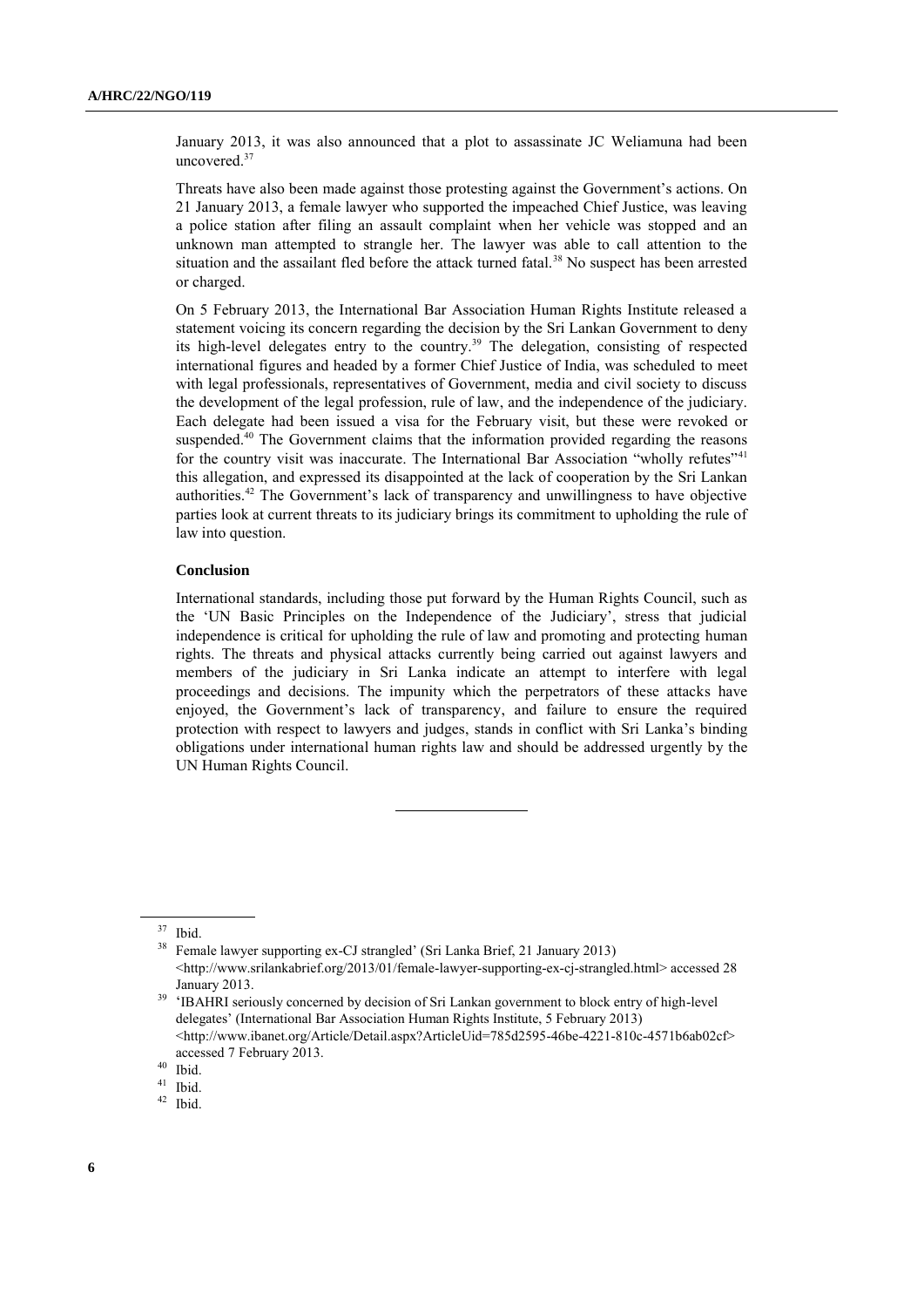January 2013, it was also announced that a plot to assassinate JC Weliamuna had been uncovered.[37]

Threats have also been made against those protesting against the Government's actions. On 21 January 2013, a female lawyer who supported the impeached Chief Justice, was leaving a police station after filing an assault complaint when her vehicle was stopped and an unknown man attempted to strangle her. The lawyer was able to call attention to the situation and the assailant fled before the attack turned fatal.[38] No suspect has been arrested or charged.

On 5 February 2013, the International Bar Association Human Rights Institute released a statement voicing its concern regarding the decision by the Sri Lankan Government to deny its high-level delegates entry to the country.[39] The delegation, consisting of respected international figures and headed by a former Chief Justice of India, was scheduled to meet with legal professionals, representatives of Government, media and civil society to discuss the development of the legal profession, rule of law, and the independence of the judiciary. Each delegate had been issued a visa for the February visit, but these were revoked or suspended.[40] The Government claims that the information provided regarding the reasons for the country visit was inaccurate. The International Bar Association "wholly refutes"[41] this allegation, and expressed its disappointed at the lack of cooperation by the Sri Lankan authorities.[42] The Government's lack of transparency and unwillingness to have objective parties look at current threats to its judiciary brings its commitment to upholding the rule of law into question.

**Conclusion**

International standards, including those put forward by the Human Rights Council, such as the 'UN Basic Principles on the Independence of the Judiciary', stress that judicial independence is critical for upholding the rule of law and promoting and protecting human rights. The threats and physical attacks currently being carried out against lawyers and members of the judiciary in Sri Lanka indicate an attempt to interfere with legal proceedings and decisions. The impunity which the perpetrators of these attacks have enjoyed, the Government's lack of transparency, and failure to ensure the required protection with respect to lawyers and judges, stands in conflict with Sri Lanka's binding obligations under international human rights law and should be addressed urgently by the UN Human Rights Council.

---

[37] Ibid.

[38] Female lawyer supporting ex-CJ strangled' (Sri Lanka Brief, 21 January 2013) <http://www.srilankabrief.org/2013/01/female-lawyer-supporting-ex-cj-strangled.html> accessed 28 January 2013.

[39] 'IBAHRI seriously concerned by decision of Sri Lankan government to block entry of high-level delegates' (International Bar Association Human Rights Institute, 5 February 2013) <http://www.ibanet.org/Article/Detail.aspx?ArticleUid=785d2595-46be-4221-810c-4571b6ab02cf> accessed 7 February 2013.

[40] Ibid.

[41] Ibid.

[42] Ibid.